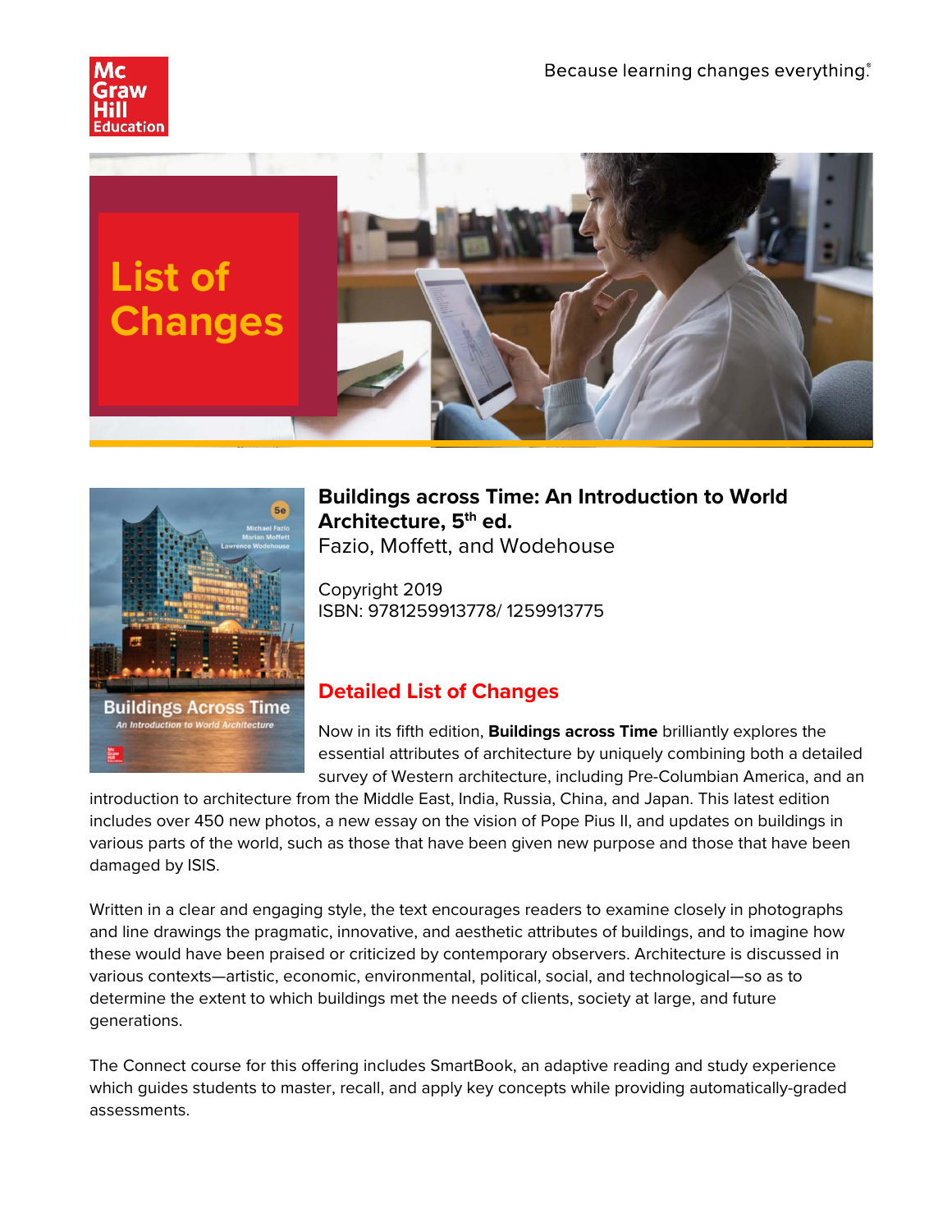Because learning changes everything.®

# List of Changes

**Buildings across Time: An Introduction to World Architecture, 5th ed.**
Fazio, Moffett, and Wodehouse

Copyright 2019
ISBN: 9781259913778/ 1259913775

## Detailed List of Changes

Now in its fifth edition, **Buildings across Time** brilliantly explores the essential attributes of architecture by uniquely combining both a detailed survey of Western architecture, including Pre-Columbian America, and an introduction to architecture from the Middle East, India, Russia, China, and Japan. This latest edition includes over 450 new photos, a new essay on the vision of Pope Pius II, and updates on buildings in various parts of the world, such as those that have been given new purpose and those that have been damaged by ISIS.

Written in a clear and engaging style, the text encourages readers to examine closely in photographs and line drawings the pragmatic, innovative, and aesthetic attributes of buildings, and to imagine how these would have been praised or criticized by contemporary observers. Architecture is discussed in various contexts—artistic, economic, environmental, political, social, and technological—so as to determine the extent to which buildings met the needs of clients, society at large, and future generations.

The Connect course for this offering includes SmartBook, an adaptive reading and study experience which guides students to master, recall, and apply key concepts while providing automatically-graded assessments.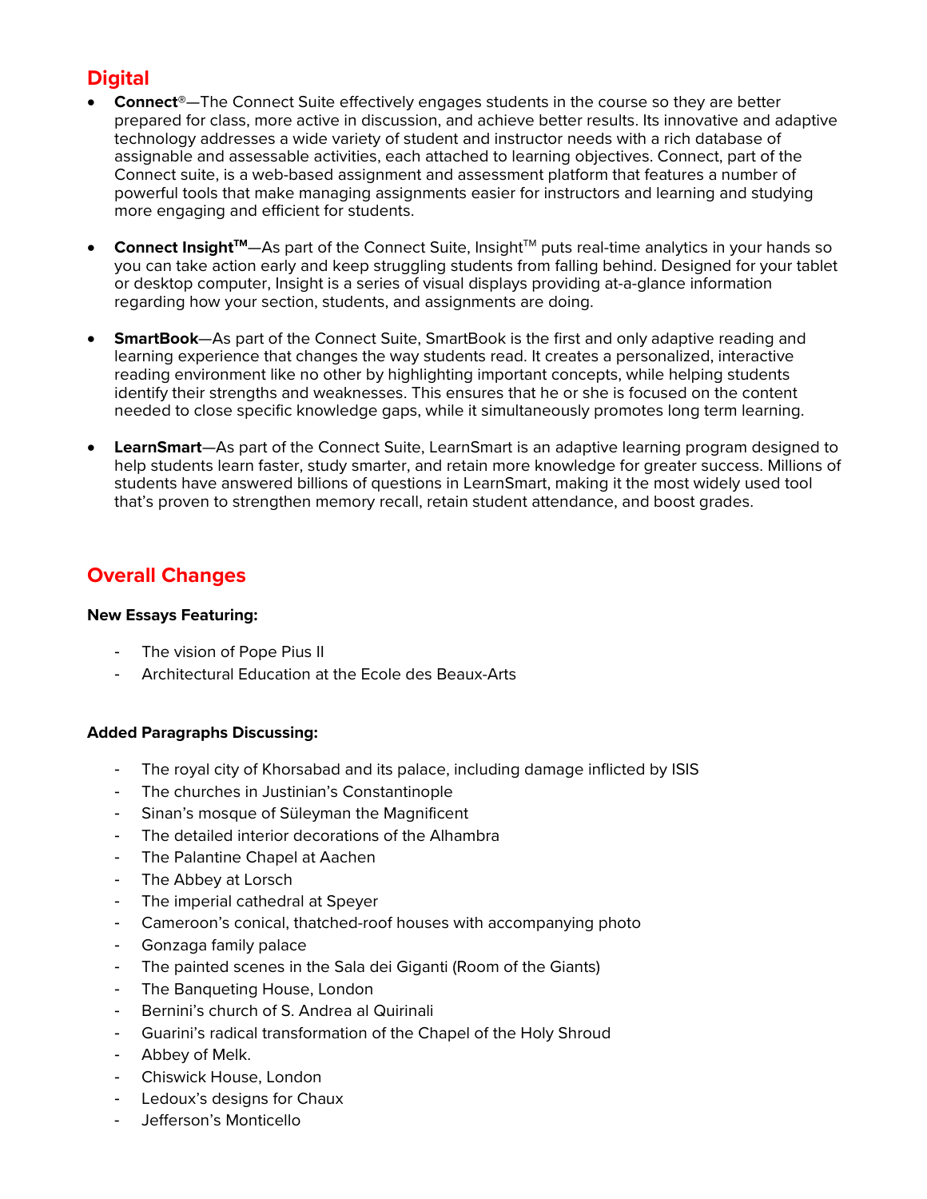## Digital

- **Connect**®—The Connect Suite effectively engages students in the course so they are better prepared for class, more active in discussion, and achieve better results. Its innovative and adaptive technology addresses a wide variety of student and instructor needs with a rich database of assignable and assessable activities, each attached to learning objectives. Connect, part of the Connect suite, is a web-based assignment and assessment platform that features a number of powerful tools that make managing assignments easier for instructors and learning and studying more engaging and efficient for students.

- **Connect Insight™**—As part of the Connect Suite, Insight™ puts real-time analytics in your hands so you can take action early and keep struggling students from falling behind. Designed for your tablet or desktop computer, Insight is a series of visual displays providing at-a-glance information regarding how your section, students, and assignments are doing.

- **SmartBook**—As part of the Connect Suite, SmartBook is the first and only adaptive reading and learning experience that changes the way students read. It creates a personalized, interactive reading environment like no other by highlighting important concepts, while helping students identify their strengths and weaknesses. This ensures that he or she is focused on the content needed to close specific knowledge gaps, while it simultaneously promotes long term learning.

- **LearnSmart**—As part of the Connect Suite, LearnSmart is an adaptive learning program designed to help students learn faster, study smarter, and retain more knowledge for greater success. Millions of students have answered billions of questions in LearnSmart, making it the most widely used tool that's proven to strengthen memory recall, retain student attendance, and boost grades.

## Overall Changes

**New Essays Featuring:**

- The vision of Pope Pius II
- Architectural Education at the Ecole des Beaux-Arts

**Added Paragraphs Discussing:**

- The royal city of Khorsabad and its palace, including damage inflicted by ISIS
- The churches in Justinian's Constantinople
- Sinan's mosque of Süleyman the Magnificent
- The detailed interior decorations of the Alhambra
- The Palantine Chapel at Aachen
- The Abbey at Lorsch
- The imperial cathedral at Speyer
- Cameroon's conical, thatched-roof houses with accompanying photo
- Gonzaga family palace
- The painted scenes in the Sala dei Giganti (Room of the Giants)
- The Banqueting House, London
- Bernini's church of S. Andrea al Quirinali
- Guarini's radical transformation of the Chapel of the Holy Shroud
- Abbey of Melk.
- Chiswick House, London
- Ledoux's designs for Chaux
- Jefferson's Monticello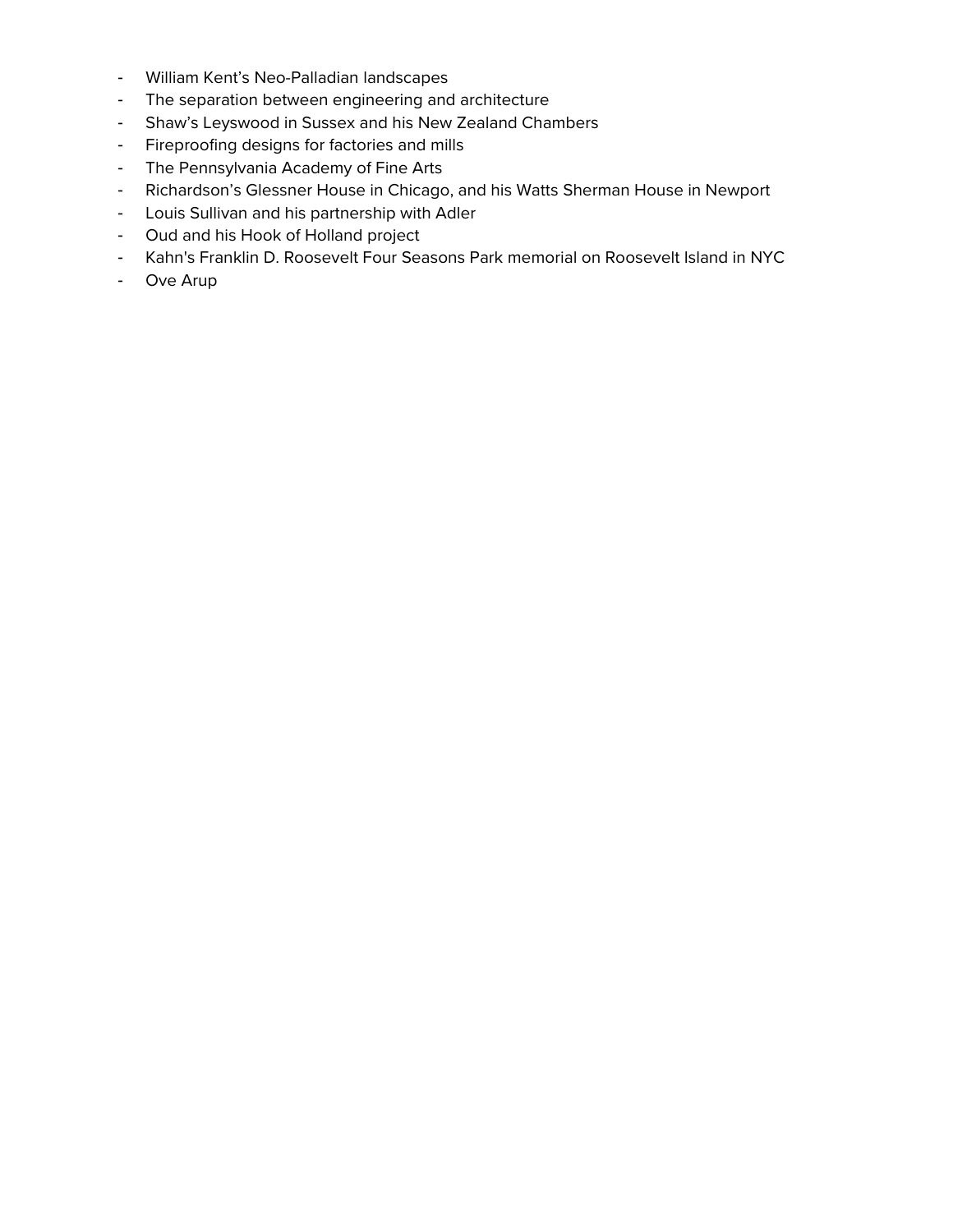- William Kent’s Neo-Palladian landscapes
- The separation between engineering and architecture
- Shaw’s Leyswood in Sussex and his New Zealand Chambers
- Fireproofing designs for factories and mills
- The Pennsylvania Academy of Fine Arts
- Richardson’s Glessner House in Chicago, and his Watts Sherman House in Newport
- Louis Sullivan and his partnership with Adler
- Oud and his Hook of Holland project
- Kahn's Franklin D. Roosevelt Four Seasons Park memorial on Roosevelt Island in NYC
- Ove Arup